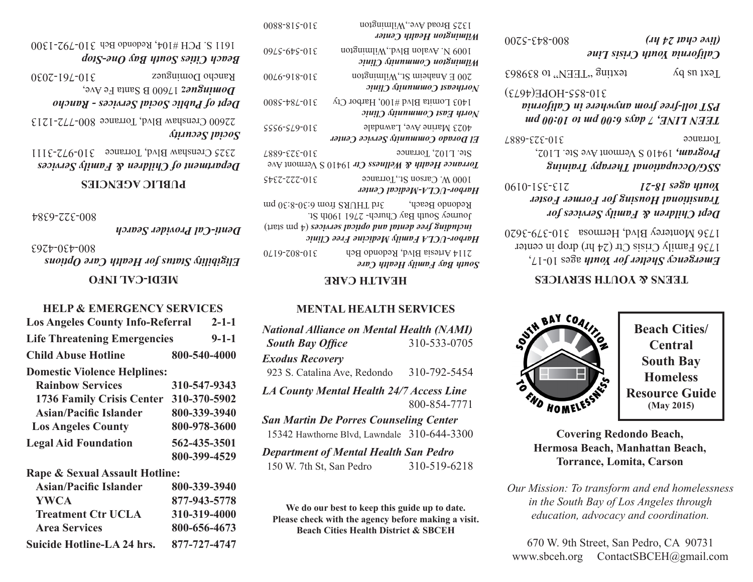# Beach Cities/ Central South Bay Homeless Resource Guide

**(May 2015)**

SOUTH BAY COALITION TO END HOMELESSNESS

**Covering Redondo Beach, Hermosa Beach, Manhattan Beach, Torrance, Lomita, Carson**

*Our Mission: To transform and end homelessness in the South Bay of Los Angeles through education, advocacy and coordination.*

670 W. 9th Street, San Pedro, CA 90731
www.sbceh.org ContactSBCEH@gmail.com

## TEENS & YOUTH SERVICES

***Emergency Shelter for Youth*** ages 10-17, 1736 Family Crisis Ctr (24 hr) drop in center
1736 Monterey Blvd, Hermosa 310-379-3620

***Dept Children & Family Services for Transitional Housing for Former Foster Youth ages 18-21*** 213-351-0190

***SSG/Occupational Therapy Training Program,*** 19410 S Vermont Ave Ste. L102, Torrance 310-323-6887

***TEEN LINE, 7 days 6:00 pm to 10:00 pm PST toll-free from anywhere in California***
310-855-HOPE(4673)

Text us by texting "TEEN" to 839863

***California Youth Crisis Line (live chat 24 hr)*** 800-843-5200

## HEALTH CARE

***South Bay Family Health Care***
2114 Artesia Blvd, Redondo Bch 310-802-6170

***Harbor-UCLA Family Medicine Free Clinic including free dental and optical services*** (4 pm start)
Journey South Bay Church- 2761 190th St. Redondo Beach, 3rd THURS from 6:30-8:30 pm

***Harbor-UCLA-Medical Center***
1000 W. Carson St.,Torrance 310-222-2345

***Torrance Health & Wellness Ctr*** 19410 S Vermont Ave Ste. L102, Torrance 310-323-6887

***El Dorado Community Service Center***
4023 Marine Ave, Lawndale 310-675-9555

***North East Community Clinic***
1403 Lomita Blvd #100, Harbor Cty 310-784-5800

***Northeast Community Clinic***
200 E Anaheim St.,Wilmington 310-816-9700

***Wilmington Community Clinic***
1009 N. Avalon Blvd.,Wilmington 310-549-5760

***Wilmington Health Center***
1325 Broad Ave.,Wilmington 310-518-8800

## MEDI-CAL INFO

***Eligibility Status for Health Care Options***
800-430-4263

***Denti-Cal Provider Search***
800-322-6384

## PUBLIC AGENCIES

***Department of Children & Family Services***
2325 Crenshaw Blvd, Torrance 310-972-3111

***Social Security***
22600 Crenshaw Blvd, Torrance 800-772-1213

***Dept of Public Social Services - Rancho Dominguez*** 17600 B Santa Fe Ave, Rancho Dominguez 310-761-2030

***Beach Cities South Bay One-Stop***
1611 S. PCH #104, Redondo Bch 310-792-1300

## MENTAL HEALTH SERVICES

***National Alliance on Mental Health (NAMI) South Bay Office*** 310-533-0705

***Exodus Recovery***
923 S. Catalina Ave, Redondo 310-792-5454

***LA County Mental Health 24/7 Access Line***
800-854-7771

***San Martin De Porres Counseling Center***
15342 Hawthorne Blvd, Lawndale 310-644-3300

***Department of Mental Health San Pedro***
150 W. 7th St, San Pedro 310-519-6218

**We do our best to keep this guide up to date. Please check with the agency before making a visit. Beach Cities Health District & SBCEH**

## HELP & EMERGENCY SERVICES

| | |
|---|---|
| **Los Angeles County Info-Referral** | **2-1-1** |
| **Life Threatening Emergencies** | **9-1-1** |
| **Child Abuse Hotline** | **800-540-4000** |
| **Domestic Violence Helplines:** | |
| **Rainbow Services** | **310-547-9343** |
| **1736 Family Crisis Center** | **310-370-5902** |
| **Asian/Pacific Islander** | **800-339-3940** |
| **Los Angeles County** | **800-978-3600** |
| **Legal Aid Foundation** | **562-435-3501** |
| | **800-399-4529** |
| **Rape & Sexual Assault Hotline:** | |
| **Asian/Pacific Islander** | **800-339-3940** |
| **YWCA** | **877-943-5778** |
| **Treatment Ctr UCLA** | **310-319-4000** |
| **Area Services** | **800-656-4673** |
| **Suicide Hotline-LA 24 hrs.** | **877-727-4747** |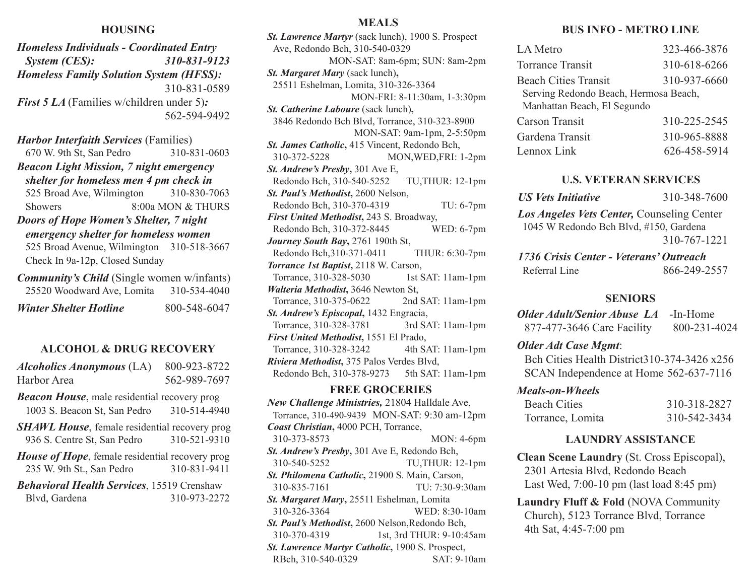## HOUSING

***Homeless Individuals - Coordinated Entry System (CES):*** ***310-831-9123***

***Homeless Family Solution System (HFSS):*** 310-831-0589

***First 5 LA*** (Families w/children under 5)***:*** 562-594-9492

***Harbor Interfaith Services*** (Families)
670 W. 9th St, San Pedro 310-831-0603

***Beacon Light Mission, 7 night emergency shelter for homeless men 4 pm check in***
525 Broad Ave, Wilmington 310-830-7063
Showers 8:00a MON & THURS

***Doors of Hope Women's Shelter, 7 night emergency shelter for homeless women***
525 Broad Avenue, Wilmington 310-518-3667
Check In 9a-12p, Closed Sunday

***Community's Child*** (Single women w/infants)
25520 Woodward Ave, Lomita 310-534-4040

***Winter Shelter Hotline*** 800-548-6047

## ALCOHOL & DRUG RECOVERY

***Alcoholics Anonymous*** (LA) 800-923-8722
Harbor Area 562-989-7697

***Beacon House***, male residential recovery prog
1003 S. Beacon St, San Pedro 310-514-4940

***SHAWL House***, female residential recovery prog
936 S. Centre St, San Pedro 310-521-9310

***House of Hope***, female residential recovery prog
235 W. 9th St., San Pedro 310-831-9411

***Behavioral Health Services***, 15519 Crenshaw Blvd, Gardena 310-973-2272

## MEALS

***St. Lawrence Martyr*** (sack lunch), 1900 S. Prospect Ave, Redondo Bch, 310-540-0329
MON-SAT: 8am-6pm; SUN: 8am-2pm

***St. Margaret Mary*** (sack lunch)**,** 25511 Eshelman, Lomita, 310-326-3364
MON-FRI: 8-11:30am, 1-3:30pm

***St. Catherine Laboure*** (sack lunch)**,** 3846 Redondo Bch Blvd, Torrance, 310-323-8900
MON-SAT: 9am-1pm, 2-5:50pm

***St. James Catholic*****,** 415 Vincent, Redondo Bch, 310-372-5228 MON,WED,FRI: 1-2pm

***St. Andrew's Presby*****,** 301 Ave E, Redondo Bch, 310-540-5252 TU,THUR: 12-1pm

***St. Paul's Methodist*****,** 2600 Nelson, Redondo Bch, 310-370-4319 TU: 6-7pm

***First United Methodist*****,** 243 S. Broadway, Redondo Bch, 310-372-8445 WED: 6-7pm

***Journey South Bay*****,** 2761 190th St, Redondo Bch,310-371-0411 THUR: 6:30-7pm

***Torrance 1st Baptist*****,** 2118 W. Carson, Torrance, 310-328-5030 1st SAT: 11am-1pm

***Walteria Methodist*****,** 3646 Newton St, Torrance, 310-375-0622 2nd SAT: 11am-1pm

***St. Andrew's Episcopal*****,** 1432 Engracia, Torrance, 310-328-3781 3rd SAT: 11am-1pm

***First United Methodist*****,** 1551 El Prado, Torrance, 310-328-3242 4th SAT: 11am-1pm

***Riviera Methodist*****,** 375 Palos Verdes Blvd, Redondo Bch, 310-378-9273 5th SAT: 11am-1pm

## FREE GROCERIES

***New Challenge Ministries,*** 21804 Halldale Ave, Torrance, 310-490-9439 MON-SAT: 9:30 am-12pm

***Coast Christian*****,** 4000 PCH, Torrance, 310-373-8573 MON: 4-6pm

***St. Andrew's Presby*****,** 301 Ave E, Redondo Bch, 310-540-5252 TU,THUR: 12-1pm

***St. Philomena Catholic*****,** 21900 S. Main, Carson, 310-835-7161 TU: 7:30-9:30am

***St. Margaret Mary*****,** 25511 Eshelman, Lomita 310-326-3364 WED: 8:30-10am

***St. Paul's Methodist*****,** 2600 Nelson,Redondo Bch, 310-370-4319 1st, 3rd THUR: 9-10:45am

***St. Lawrence Martyr Catholic*****,** 1900 S. Prospect, RBch, 310-540-0329 SAT: 9-10am

## BUS INFO - METRO LINE

| | |
|---|---|
| LA Metro | 323-466-3876 |
| Torrance Transit | 310-618-6266 |
| Beach Cities Transit | 310-937-6660 |
| Serving Redondo Beach, Hermosa Beach, Manhattan Beach, El Segundo | |
| Carson Transit | 310-225-2545 |
| Gardena Transit | 310-965-8888 |
| Lennox Link | 626-458-5914 |

## U.S. VETERAN SERVICES

***US Vets Initiative*** 310-348-7600

***Los Angeles Vets Center,*** Counseling Center
1045 W Redondo Bch Blvd, #150, Gardena
310-767-1221

***1736 Crisis Center - Veterans' Outreach***
Referral Line 866-249-2557

## SENIORS

***Older Adult/Senior Abuse LA*** -In-Home 877-477-3646 Care Facility 800-231-4024

***Older Adt Case Mgmt***:
Bch Cities Health District310-374-3426 x256
SCAN Independence at Home 562-637-7116

***Meals-on-Wheels***
Beach Cities 310-318-2827
Torrance, Lomita 310-542-3434

## LAUNDRY ASSISTANCE

**Clean Scene Laundry** (St. Cross Episcopal), 2301 Artesia Blvd, Redondo Beach
Last Wed, 7:00-10 pm (last load 8:45 pm)

**Laundry Fluff & Fold** (NOVA Community Church), 5123 Torrance Blvd, Torrance
4th Sat, 4:45-7:00 pm